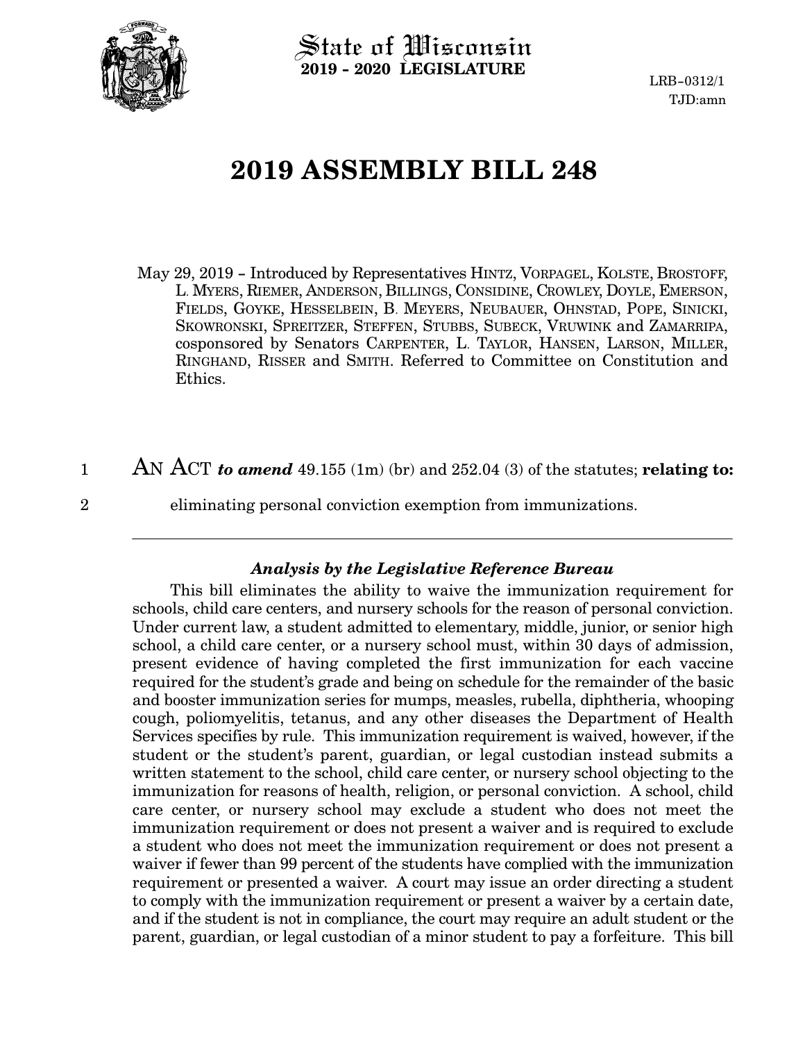State of Wisconsin
**2019 - 2020 LEGISLATURE**

LRB-0312/1
TJD:amn

# 2019 ASSEMBLY BILL 248

May 29, 2019 – Introduced by Representatives HINTZ, VORPAGEL, KOLSTE, BROSTOFF, L. MYERS, RIEMER, ANDERSON, BILLINGS, CONSIDINE, CROWLEY, DOYLE, EMERSON, FIELDS, GOYKE, HESSELBEIN, B. MEYERS, NEUBAUER, OHNSTAD, POPE, SINICKI, SKOWRONSKI, SPREITZER, STEFFEN, STUBBS, SUBECK, VRUWINK and ZAMARRIPA, cosponsored by Senators CARPENTER, L. TAYLOR, HANSEN, LARSON, MILLER, RINGHAND, RISSER and SMITH. Referred to Committee on Constitution and Ethics.

1 AN ACT *to amend* 49.155 (1m) (br) and 252.04 (3) of the statutes; **relating to:**
2 eliminating personal conviction exemption from immunizations.

### *Analysis by the Legislative Reference Bureau*

This bill eliminates the ability to waive the immunization requirement for schools, child care centers, and nursery schools for the reason of personal conviction. Under current law, a student admitted to elementary, middle, junior, or senior high school, a child care center, or a nursery school must, within 30 days of admission, present evidence of having completed the first immunization for each vaccine required for the student's grade and being on schedule for the remainder of the basic and booster immunization series for mumps, measles, rubella, diphtheria, whooping cough, poliomyelitis, tetanus, and any other diseases the Department of Health Services specifies by rule. This immunization requirement is waived, however, if the student or the student's parent, guardian, or legal custodian instead submits a written statement to the school, child care center, or nursery school objecting to the immunization for reasons of health, religion, or personal conviction. A school, child care center, or nursery school may exclude a student who does not meet the immunization requirement or does not present a waiver and is required to exclude a student who does not meet the immunization requirement or does not present a waiver if fewer than 99 percent of the students have complied with the immunization requirement or presented a waiver. A court may issue an order directing a student to comply with the immunization requirement or present a waiver by a certain date, and if the student is not in compliance, the court may require an adult student or the parent, guardian, or legal custodian of a minor student to pay a forfeiture. This bill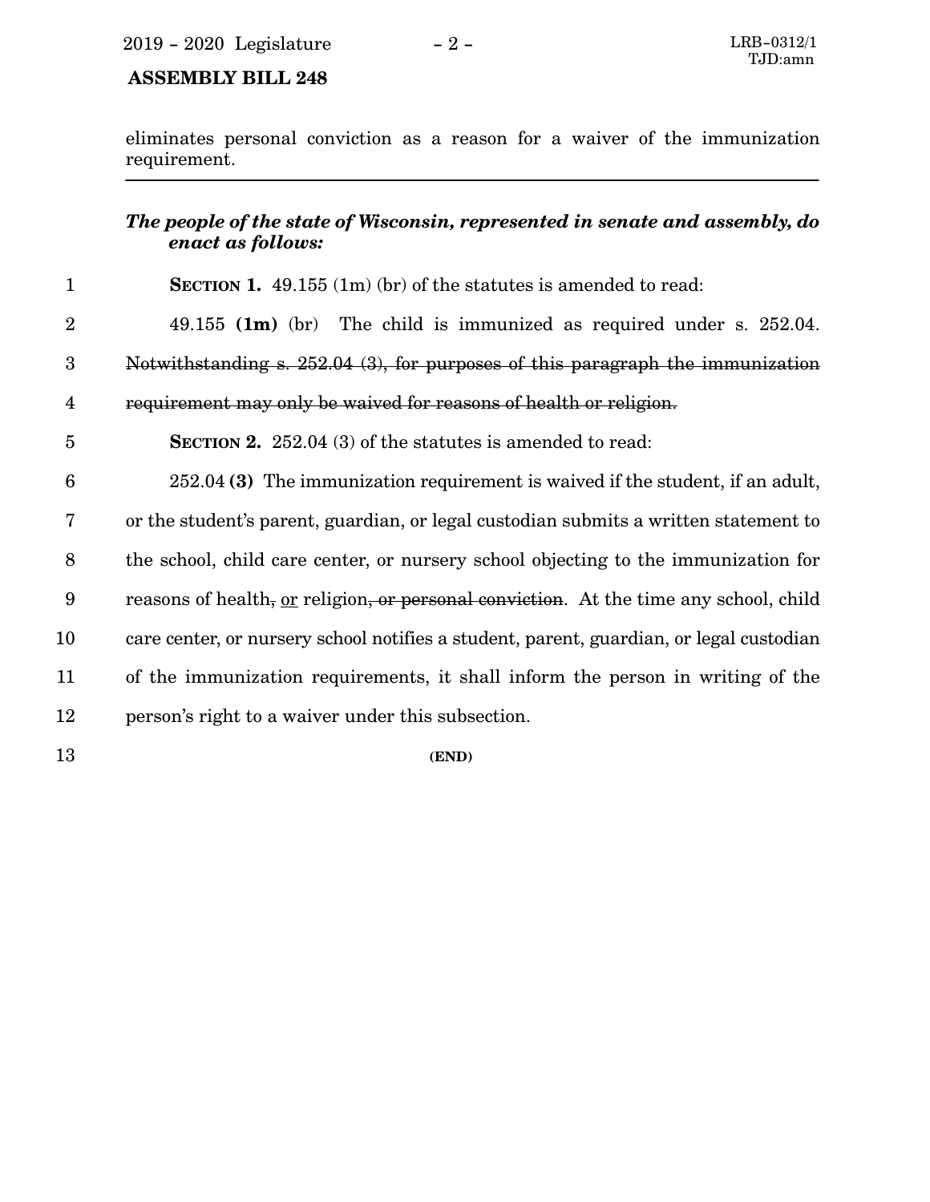eliminates personal conviction as a reason for a waiver of the immunization requirement.

***The people of the state of Wisconsin, represented in senate and assembly, do enact as follows:***

1 **SECTION 1.** 49.155 (1m) (br) of the statutes is amended to read:

2 49.155 **(1m)** (br) The child is immunized as required under s. 252.04.
3 ~~Notwithstanding s. 252.04 (3), for purposes of this paragraph the immunization~~
4 ~~requirement may only be waived for reasons of health or religion.~~

5 **SECTION 2.** 252.04 (3) of the statutes is amended to read:

6 252.04 **(3)** The immunization requirement is waived if the student, if an adult,
7 or the student's parent, guardian, or legal custodian submits a written statement to
8 the school, child care center, or nursery school objecting to the immunization for
9 reasons of health~~,~~ or religion~~, or personal conviction~~. At the time any school, child
10 care center, or nursery school notifies a student, parent, guardian, or legal custodian
11 of the immunization requirements, it shall inform the person in writing of the
12 person's right to a waiver under this subsection.

13 **(END)**